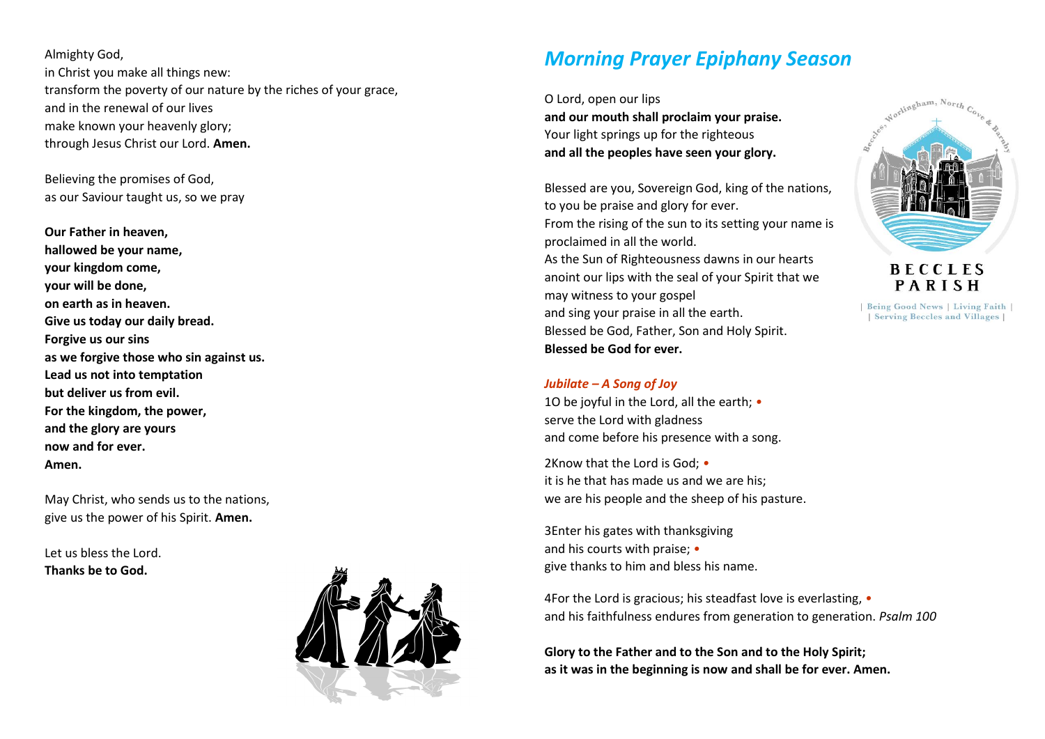Almighty God,
in Christ you make all things new:
transform the poverty of our nature by the riches of your grace,
and in the renewal of our lives
make known your heavenly glory;
through Jesus Christ our Lord. **Amen.**

Believing the promises of God,
as our Saviour taught us, so we pray

**Our Father in heaven,**
**hallowed be your name,**
**your kingdom come,**
**your will be done,**
**on earth as in heaven.**
**Give us today our daily bread.**
**Forgive us our sins**
**as we forgive those who sin against us.**
**Lead us not into temptation**
**but deliver us from evil.**
**For the kingdom, the power,**
**and the glory are yours**
**now and for ever.**
**Amen.**

May Christ, who sends us to the nations,
give us the power of his Spirit. **Amen.**

Let us bless the Lord.
**Thanks be to God.**

# *Morning Prayer Epiphany Season*

Beccles, Worlingham, North Cove & Barnby

BECCLES PARISH

| Being Good News | Living Faith |
| Serving Beccles and Villages |

O Lord, open our lips
**and our mouth shall proclaim your praise.**
Your light springs up for the righteous
**and all the peoples have seen your glory.**

Blessed are you, Sovereign God, king of the nations,
to you be praise and glory for ever.
From the rising of the sun to its setting your name is proclaimed in all the world.
As the Sun of Righteousness dawns in our hearts
anoint our lips with the seal of your Spirit that we may witness to your gospel
and sing your praise in all the earth.
Blessed be God, Father, Son and Holy Spirit.
**Blessed be God for ever.**

***Jubilate – A Song of Joy***

1O be joyful in the Lord, all the earth; •
serve the Lord with gladness
and come before his presence with a song.

2Know that the Lord is God; •
it is he that has made us and we are his;
we are his people and the sheep of his pasture.

3Enter his gates with thanksgiving
and his courts with praise; •
give thanks to him and bless his name.

4For the Lord is gracious; his steadfast love is everlasting, •
and his faithfulness endures from generation to generation. *Psalm 100*

**Glory to the Father and to the Son and to the Holy Spirit;**
**as it was in the beginning is now and shall be for ever. Amen.**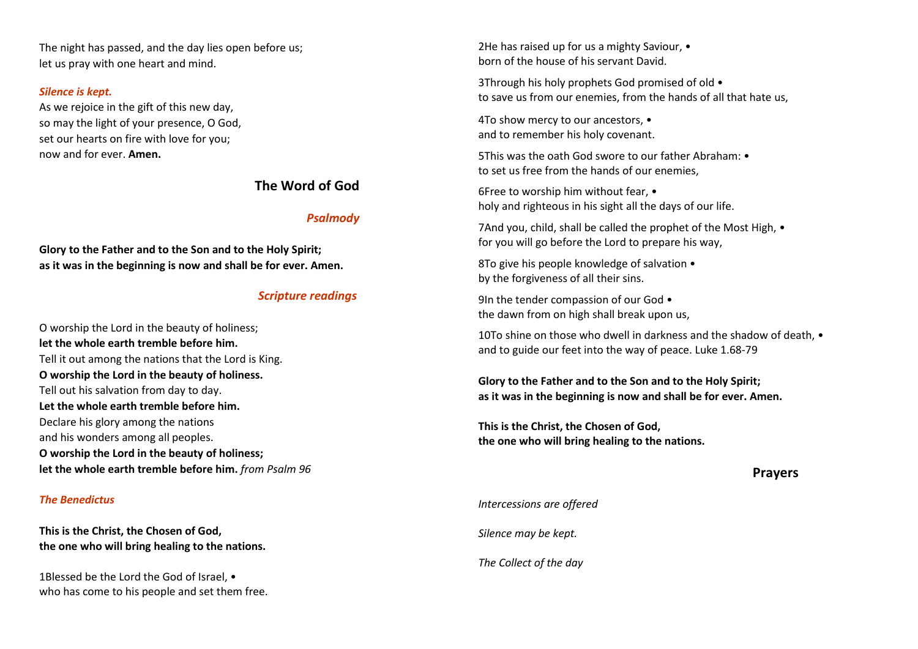The night has passed, and the day lies open before us;
let us pray with one heart and mind.

***Silence is kept.***

As we rejoice in the gift of this new day,
so may the light of your presence, O God,
set our hearts on fire with love for you;
now and for ever. **Amen.**

## The Word of God

### *Psalmody*

**Glory to the Father and to the Son and to the Holy Spirit;**
**as it was in the beginning is now and shall be for ever. Amen.**

### *Scripture readings*

O worship the Lord in the beauty of holiness;
**let the whole earth tremble before him.**
Tell it out among the nations that the Lord is King.
**O worship the Lord in the beauty of holiness.**
Tell out his salvation from day to day.
**Let the whole earth tremble before him.**
Declare his glory among the nations
and his wonders among all peoples.
**O worship the Lord in the beauty of holiness;**
**let the whole earth tremble before him.** *from Psalm 96*

### *The Benedictus*

**This is the Christ, the Chosen of God,**
**the one who will bring healing to the nations.**

1Blessed be the Lord the God of Israel, •
who has come to his people and set them free.

2He has raised up for us a mighty Saviour, •
born of the house of his servant David.

3Through his holy prophets God promised of old •
to save us from our enemies, from the hands of all that hate us,

4To show mercy to our ancestors, •
and to remember his holy covenant.

5This was the oath God swore to our father Abraham: •
to set us free from the hands of our enemies,

6Free to worship him without fear, •
holy and righteous in his sight all the days of our life.

7And you, child, shall be called the prophet of the Most High, •
for you will go before the Lord to prepare his way,

8To give his people knowledge of salvation •
by the forgiveness of all their sins.

9In the tender compassion of our God •
the dawn from on high shall break upon us,

10To shine on those who dwell in darkness and the shadow of death, •
and to guide our feet into the way of peace. Luke 1.68-79

**Glory to the Father and to the Son and to the Holy Spirit;**
**as it was in the beginning is now and shall be for ever. Amen.**

**This is the Christ, the Chosen of God,**
**the one who will bring healing to the nations.**

## Prayers

*Intercessions are offered*

*Silence may be kept.*

*The Collect of the day*